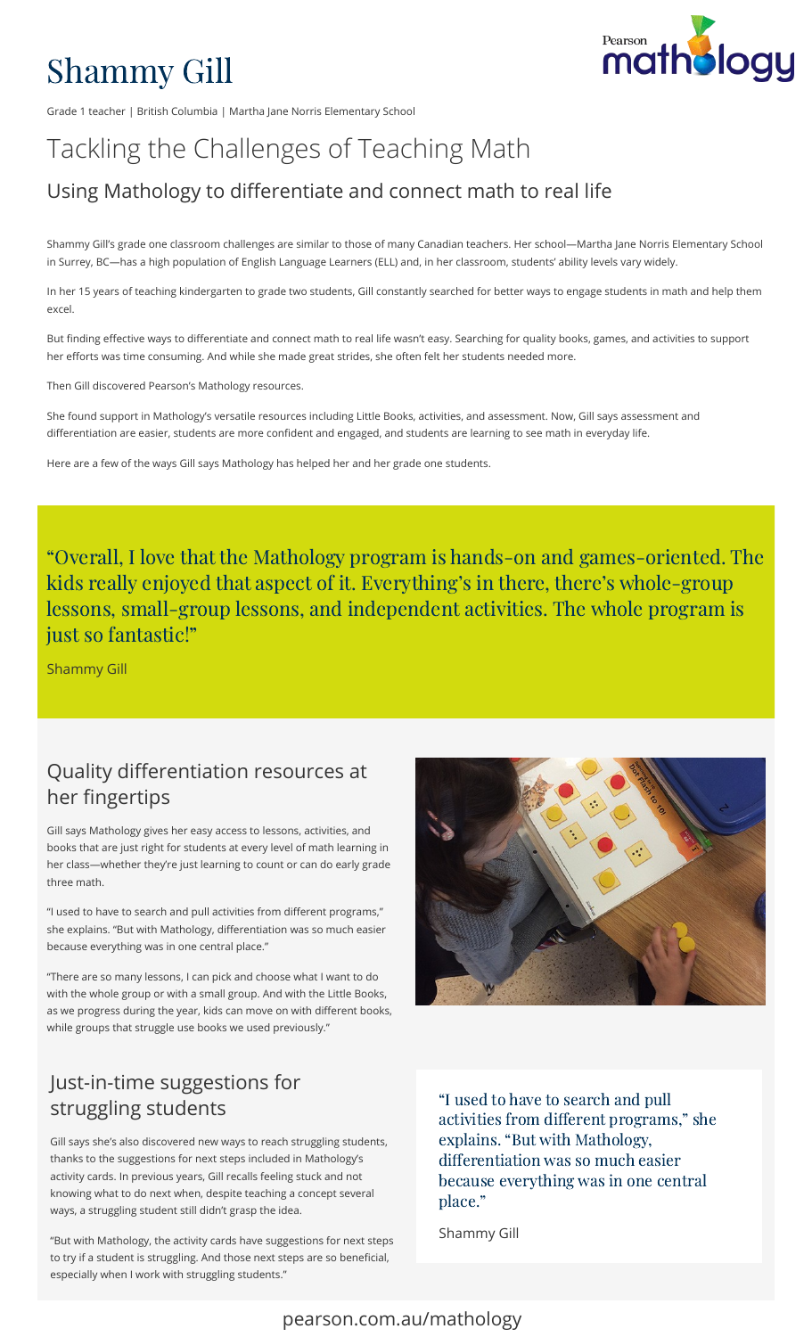# Shammy Gill

Grade 1 teacher | British Columbia | Martha Jane Norris Elementary School

## Tackling the Challenges of Teaching Math

### Using Mathology to differentiate and connect math to real life

Shammy Gill's grade one classroom challenges are similar to those of many Canadian teachers. Her school—Martha Jane Norris Elementary School in Surrey, BC—has a high population of English Language Learners (ELL) and, in her classroom, students' ability levels vary widely.

In her 15 years of teaching kindergarten to grade two students, Gill constantly searched for better ways to engage students in math and help them excel.

But finding effective ways to differentiate and connect math to real life wasn't easy. Searching for quality books, games, and activities to support her efforts was time consuming. And while she made great strides, she often felt her students needed more.

Then Gill discovered Pearson's Mathology resources.

She found support in Mathology's versatile resources including Little Books, activities, and assessment. Now, Gill says assessment and differentiation are easier, students are more confident and engaged, and students are learning to see math in everyday life.

Here are a few of the ways Gill says Mathology has helped her and her grade one students.

> "Overall, I love that the Mathology program is hands-on and games-oriented. The kids really enjoyed that aspect of it. Everything's in there, there's whole-group lessons, small-group lessons, and independent activities. The whole program is just so fantastic!"
>
> Shammy Gill

## Quality differentiation resources at her fingertips

Gill says Mathology gives her easy access to lessons, activities, and books that are just right for students at every level of math learning in her class—whether they're just learning to count or can do early grade three math.

"I used to have to search and pull activities from different programs," she explains. "But with Mathology, differentiation was so much easier because everything was in one central place."

"There are so many lessons, I can pick and choose what I want to do with the whole group or with a small group. And with the Little Books, as we progress during the year, kids can move on with different books, while groups that struggle use books we used previously."

## Just-in-time suggestions for struggling students

Gill says she's also discovered new ways to reach struggling students, thanks to the suggestions for next steps included in Mathology's activity cards. In previous years, Gill recalls feeling stuck and not knowing what to do next when, despite teaching a concept several ways, a struggling student still didn't grasp the idea.

"But with Mathology, the activity cards have suggestions for next steps to try if a student is struggling. And those next steps are so beneficial, especially when I work with struggling students."

> "I used to have to search and pull activities from different programs," she explains. "But with Mathology, differentiation was so much easier because everything was in one central place."
>
> Shammy Gill

pearson.com.au/mathology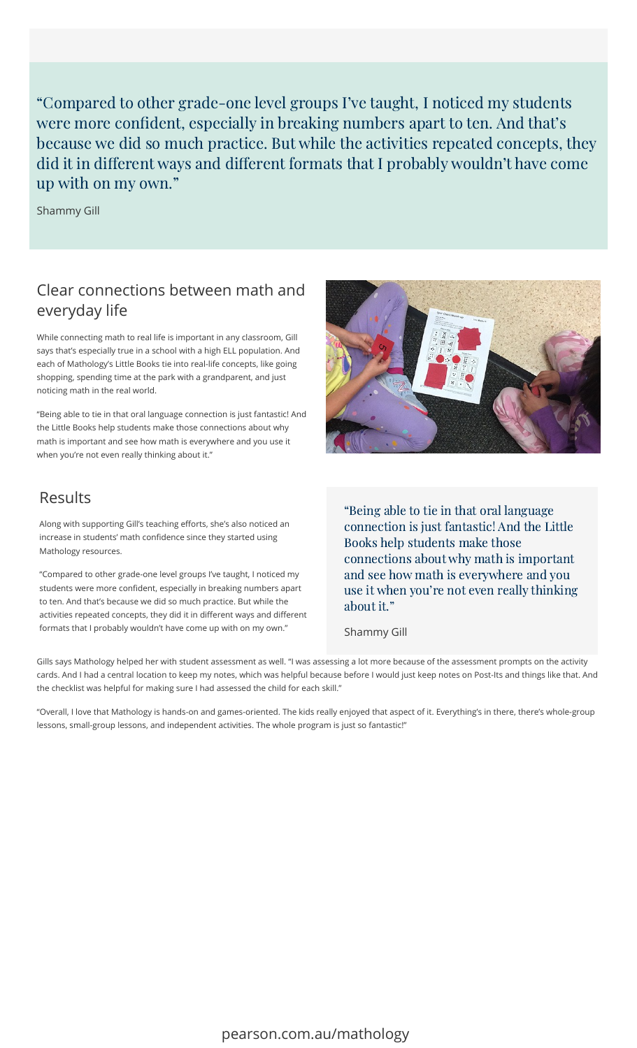> "Compared to other grade-one level groups I've taught, I noticed my students were more confident, especially in breaking numbers apart to ten. And that's because we did so much practice. But while the activities repeated concepts, they did it in different ways and different formats that I probably wouldn't have come up with on my own."
>
> Shammy Gill

## Clear connections between math and everyday life

While connecting math to real life is important in any classroom, Gill says that's especially true in a school with a high ELL population. And each of Mathology's Little Books tie into real-life concepts, like going shopping, spending time at the park with a grandparent, and just noticing math in the real world.

"Being able to tie in that oral language connection is just fantastic! And the Little Books help students make those connections about why math is important and see how math is everywhere and you use it when you're not even really thinking about it."

## Results

Along with supporting Gill's teaching efforts, she's also noticed an increase in students' math confidence since they started using Mathology resources.

"Compared to other grade-one level groups I've taught, I noticed my students were more confident, especially in breaking numbers apart to ten. And that's because we did so much practice. But while the activities repeated concepts, they did it in different ways and different formats that I probably wouldn't have come up with on my own."

> "Being able to tie in that oral language connection is just fantastic! And the Little Books help students make those connections about why math is important and see how math is everywhere and you use it when you're not even really thinking about it."
>
> Shammy Gill

Gills says Mathology helped her with student assessment as well. "I was assessing a lot more because of the assessment prompts on the activity cards. And I had a central location to keep my notes, which was helpful because before I would just keep notes on Post-Its and things like that. And the checklist was helpful for making sure I had assessed the child for each skill."

"Overall, I love that Mathology is hands-on and games-oriented. The kids really enjoyed that aspect of it. Everything's in there, there's whole-group lessons, small-group lessons, and independent activities. The whole program is just so fantastic!"

pearson.com.au/mathology